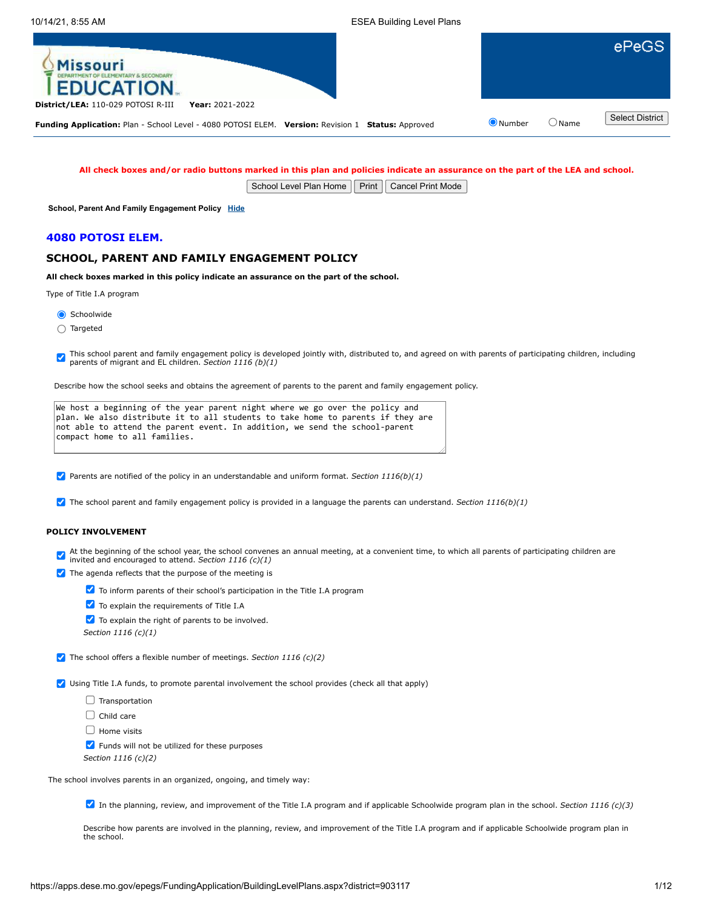**District/LEA:** 110-029 POTOSI R-III **Year:** 2021-2022

**Funding Application:** Plan - School Level - 4080 POTOSI ELEM. **Version:** Revision 1 **Status:** Approved

**All check boxes and/or radio buttons marked in this plan and policies indicate an assurance on the part of the LEA and school.**

**School, Parent And Family Engagement Policy**

## 4080 POTOSI ELEM.

## SCHOOL, PARENT AND FAMILY ENGAGEMENT POLICY

**All check boxes marked in this policy indicate an assurance on the part of the school.**

Type of Title I.A program

- [x] Schoolwide
- [ ] Targeted

- [x] This school parent and family engagement policy is developed jointly with, distributed to, and agreed on with parents of participating children, including parents of migrant and EL children. *Section 1116 (b)(1)*

Describe how the school seeks and obtains the agreement of parents to the parent and family engagement policy.

> We host a beginning of the year parent night where we go over the policy and plan. We also distribute it to all students to take home to parents if they are not able to attend the parent event. In addition, we send the school-parent compact home to all families.

- [x] Parents are notified of the policy in an understandable and uniform format. *Section 1116(b)(1)*

- [x] The school parent and family engagement policy is provided in a language the parents can understand. *Section 1116(b)(1)*

### POLICY INVOLVEMENT

- [x] At the beginning of the school year, the school convenes an annual meeting, at a convenient time, to which all parents of participating children are invited and encouraged to attend. *Section 1116 (c)(1)*
- [x] The agenda reflects that the purpose of the meeting is
  - [x] To inform parents of their school's participation in the Title I.A program
  - [x] To explain the requirements of Title I.A
  - [x] To explain the right of parents to be involved.

  *Section 1116 (c)(1)*

- [x] The school offers a flexible number of meetings. *Section 1116 (c)(2)*

- [x] Using Title I.A funds, to promote parental involvement the school provides (check all that apply)
  - [ ] Transportation
  - [ ] Child care
  - [ ] Home visits
  - [x] Funds will not be utilized for these purposes

  *Section 1116 (c)(2)*

The school involves parents in an organized, ongoing, and timely way:

- [x] In the planning, review, and improvement of the Title I.A program and if applicable Schoolwide program plan in the school. *Section 1116 (c)(3)*

Describe how parents are involved in the planning, review, and improvement of the Title I.A program and if applicable Schoolwide program plan in the school.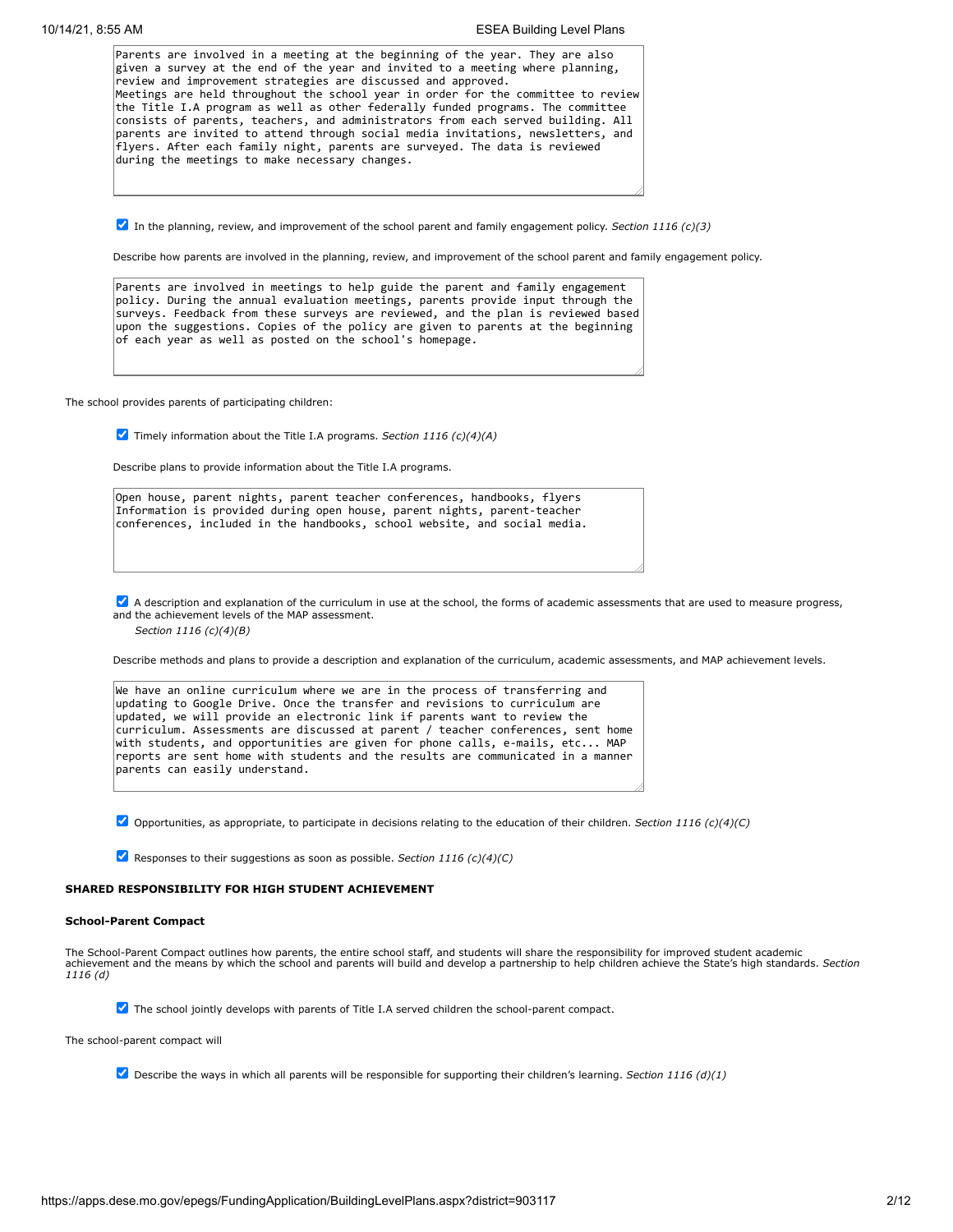Parents are involved in a meeting at the beginning of the year. They are also given a survey at the end of the year and invited to a meeting where planning, review and improvement strategies are discussed and approved.
Meetings are held throughout the school year in order for the committee to review the Title I.A program as well as other federally funded programs. The committee consists of parents, teachers, and administrators from each served building. All parents are invited to attend through social media invitations, newsletters, and flyers. After each family night, parents are surveyed. The data is reviewed during the meetings to make necessary changes.

☑ In the planning, review, and improvement of the school parent and family engagement policy. *Section 1116 (c)(3)*

Describe how parents are involved in the planning, review, and improvement of the school parent and family engagement policy.

Parents are involved in meetings to help guide the parent and family engagement policy. During the annual evaluation meetings, parents provide input through the surveys. Feedback from these surveys are reviewed, and the plan is reviewed based upon the suggestions. Copies of the policy are given to parents at the beginning of each year as well as posted on the school's homepage.

The school provides parents of participating children:

☑ Timely information about the Title I.A programs. *Section 1116 (c)(4)(A)*

Describe plans to provide information about the Title I.A programs.

Open house, parent nights, parent teacher conferences, handbooks, flyers
Information is provided during open house, parent nights, parent-teacher conferences, included in the handbooks, school website, and social media.

☑ A description and explanation of the curriculum in use at the school, the forms of academic assessments that are used to measure progress, and the achievement levels of the MAP assessment.
*Section 1116 (c)(4)(B)*

Describe methods and plans to provide a description and explanation of the curriculum, academic assessments, and MAP achievement levels.

We have an online curriculum where we are in the process of transferring and updating to Google Drive. Once the transfer and revisions to curriculum are updated, we will provide an electronic link if parents want to review the curriculum. Assessments are discussed at parent / teacher conferences, sent home with students, and opportunities are given for phone calls, e-mails, etc... MAP reports are sent home with students and the results are communicated in a manner parents can easily understand.

☑ Opportunities, as appropriate, to participate in decisions relating to the education of their children. *Section 1116 (c)(4)(C)*

☑ Responses to their suggestions as soon as possible. *Section 1116 (c)(4)(C)*

## SHARED RESPONSIBILITY FOR HIGH STUDENT ACHIEVEMENT

### School-Parent Compact

The School-Parent Compact outlines how parents, the entire school staff, and students will share the responsibility for improved student academic achievement and the means by which the school and parents will build and develop a partnership to help children achieve the State's high standards. *Section 1116 (d)*

☑ The school jointly develops with parents of Title I.A served children the school-parent compact.

The school-parent compact will

☑ Describe the ways in which all parents will be responsible for supporting their children's learning. *Section 1116 (d)(1)*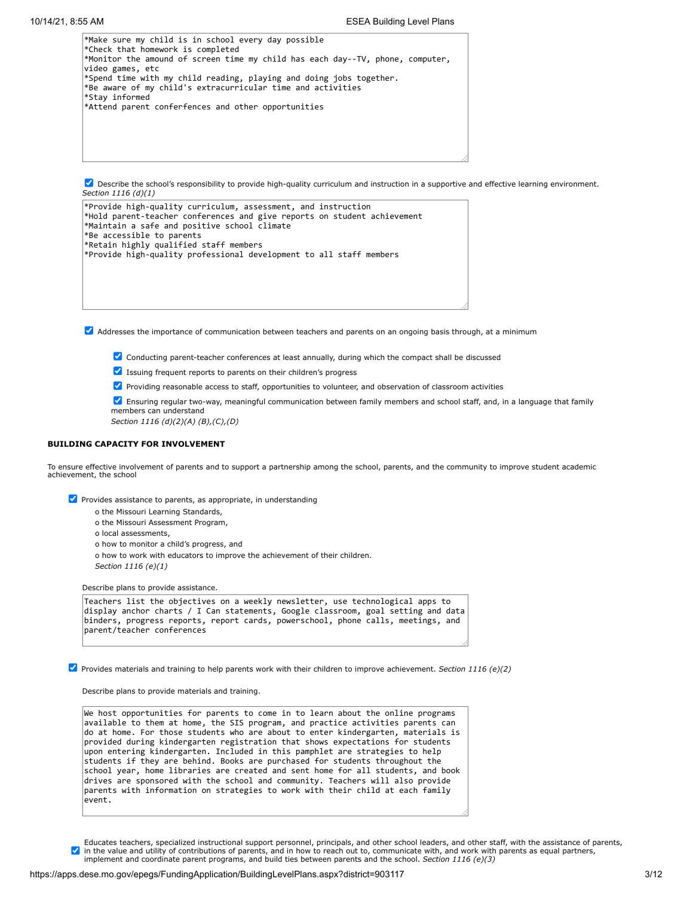*Make sure my child is in school every day possible
*Check that homework is completed
*Monitor the amound of screen time my child has each day--TV, phone, computer, video games, etc
*Spend time with my child reading, playing and doing jobs together.
*Be aware of my child's extracurricular time and activities
*Stay informed
*Attend parent conferfences and other opportunities

☑ Describe the school's responsibility to provide high-quality curriculum and instruction in a supportive and effective learning environment. *Section 1116 (d)(1)*

*Provide high-quality curriculum, assessment, and instruction
*Hold parent-teacher conferences and give reports on student achievement
*Maintain a safe and positive school climate
*Be accessible to parents
*Retain highly qualified staff members
*Provide high-quality professional development to all staff members

☑ Addresses the importance of communication between teachers and parents on an ongoing basis through, at a minimum

- ☑ Conducting parent-teacher conferences at least annually, during which the compact shall be discussed
- ☑ Issuing frequent reports to parents on their children's progress
- ☑ Providing reasonable access to staff, opportunities to volunteer, and observation of classroom activities
- ☑ Ensuring regular two-way, meaningful communication between family members and school staff, and, in a language that family members can understand

*Section 1116 (d)(2)(A) (B),(C),(D)*

**BUILDING CAPACITY FOR INVOLVEMENT**

To ensure effective involvement of parents and to support a partnership among the school, parents, and the community to improve student academic achievement, the school

☑ Provides assistance to parents, as appropriate, in understanding

- o the Missouri Learning Standards,
- o the Missouri Assessment Program,
- o local assessments,
- o how to monitor a child's progress, and
- o how to work with educators to improve the achievement of their children.

*Section 1116 (e)(1)*

Describe plans to provide assistance.

Teachers list the objectives on a weekly newsletter, use technological apps to display anchor charts / I Can statements, Google classroom, goal setting and data binders, progress reports, report cards, powerschool, phone calls, meetings, and parent/teacher conferences

☑ Provides materials and training to help parents work with their children to improve achievement. *Section 1116 (e)(2)*

Describe plans to provide materials and training.

We host opportunities for parents to come in to learn about the online programs available to them at home, the SIS program, and practice activities parents can do at home. For those students who are about to enter kindergarten, materials is provided during kindergarten registration that shows expectations for students upon entering kindergarten. Included in this pamphlet are strategies to help students if they are behind. Books are purchased for students throughout the school year, home libraries are created and sent home for all students, and book drives are sponsored with the school and community. Teachers will also provide parents with information on strategies to work with their child at each family event.

☑ Educates teachers, specialized instructional support personnel, principals, and other school leaders, and other staff, with the assistance of parents, in the value and utility of contributions of parents, and in how to reach out to, communicate with, and work with parents as equal partners, implement and coordinate parent programs, and build ties between parents and the school. *Section 1116 (e)(3)*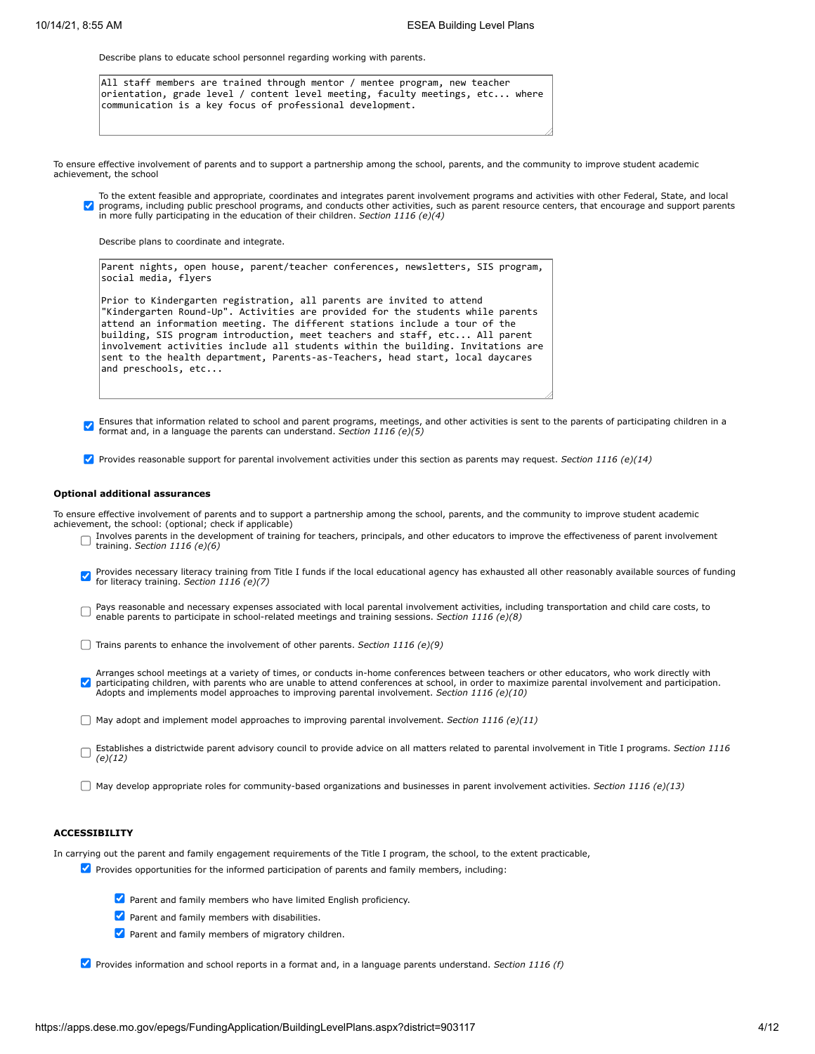Describe plans to educate school personnel regarding working with parents.

```
All staff members are trained through mentor / mentee program, new teacher
orientation, grade level / content level meeting, faculty meetings, etc... where
communication is a key focus of professional development.
```

To ensure effective involvement of parents and to support a partnership among the school, parents, and the community to improve student academic achievement, the school

- [x] To the extent feasible and appropriate, coordinates and integrates parent involvement programs and activities with other Federal, State, and local programs, including public preschool programs, and conducts other activities, such as parent resource centers, that encourage and support parents in more fully participating in the education of their children. *Section 1116 (e)(4)*

Describe plans to coordinate and integrate.

```
Parent nights, open house, parent/teacher conferences, newsletters, SIS program,
social media, flyers

Prior to Kindergarten registration, all parents are invited to attend
"Kindergarten Round-Up". Activities are provided for the students while parents
attend an information meeting. The different stations include a tour of the
building, SIS program introduction, meet teachers and staff, etc... All parent
involvement activities include all students within the building. Invitations are
sent to the health department, Parents-as-Teachers, head start, local daycares
and preschools, etc...
```

- [x] Ensures that information related to school and parent programs, meetings, and other activities is sent to the parents of participating children in a format and, in a language the parents can understand. *Section 1116 (e)(5)*
- [x] Provides reasonable support for parental involvement activities under this section as parents may request. *Section 1116 (e)(14)*

**Optional additional assurances**

To ensure effective involvement of parents and to support a partnership among the school, parents, and the community to improve student academic achievement, the school: (optional; check if applicable)

- [ ] Involves parents in the development of training for teachers, principals, and other educators to improve the effectiveness of parent involvement training. *Section 1116 (e)(6)*
- [x] Provides necessary literacy training from Title I funds if the local educational agency has exhausted all other reasonably available sources of funding for literacy training. *Section 1116 (e)(7)*
- [ ] Pays reasonable and necessary expenses associated with local parental involvement activities, including transportation and child care costs, to enable parents to participate in school-related meetings and training sessions. *Section 1116 (e)(8)*
- [ ] Trains parents to enhance the involvement of other parents. *Section 1116 (e)(9)*
- [x] Arranges school meetings at a variety of times, or conducts in-home conferences between teachers or other educators, who work directly with participating children, with parents who are unable to attend conferences at school, in order to maximize parental involvement and participation. Adopts and implements model approaches to improving parental involvement. *Section 1116 (e)(10)*
- [ ] May adopt and implement model approaches to improving parental involvement. *Section 1116 (e)(11)*
- [ ] Establishes a districtwide parent advisory council to provide advice on all matters related to parental involvement in Title I programs. *Section 1116 (e)(12)*
- [ ] May develop appropriate roles for community-based organizations and businesses in parent involvement activities. *Section 1116 (e)(13)*

**ACCESSIBILITY**

In carrying out the parent and family engagement requirements of the Title I program, the school, to the extent practicable,

- [x] Provides opportunities for the informed participation of parents and family members, including:
  - [x] Parent and family members who have limited English proficiency.
  - [x] Parent and family members with disabilities.
  - [x] Parent and family members of migratory children.
- [x] Provides information and school reports in a format and, in a language parents understand. *Section 1116 (f)*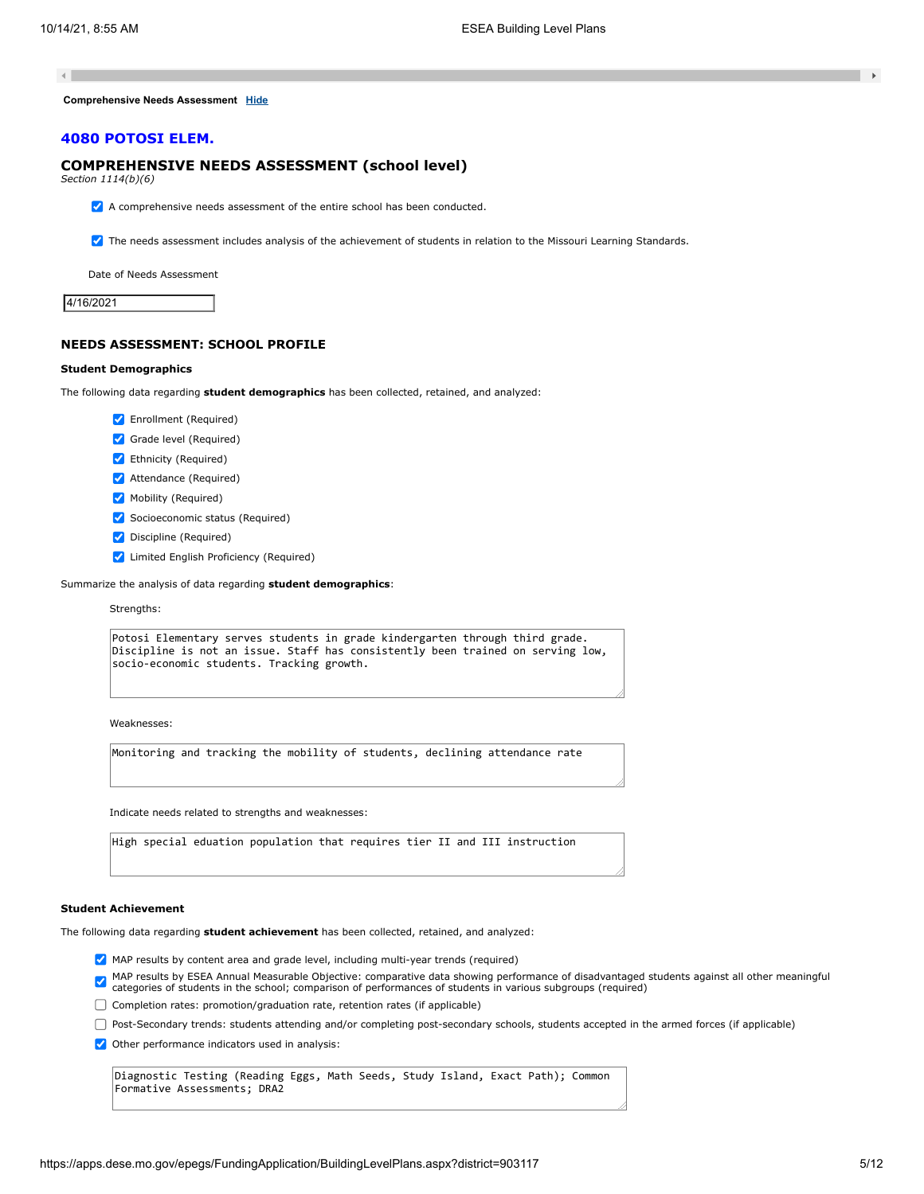Comprehensive Needs Assessment Hide

## 4080 POTOSI ELEM.

## COMPREHENSIVE NEEDS ASSESSMENT (school level)

*Section 1114(b)(6)*

- [x] A comprehensive needs assessment of the entire school has been conducted.
- [x] The needs assessment includes analysis of the achievement of students in relation to the Missouri Learning Standards.

Date of Needs Assessment

4/16/2021

### NEEDS ASSESSMENT: SCHOOL PROFILE

#### Student Demographics

The following data regarding **student demographics** has been collected, retained, and analyzed:

- [x] Enrollment (Required)
- [x] Grade level (Required)
- [x] Ethnicity (Required)
- [x] Attendance (Required)
- [x] Mobility (Required)
- [x] Socioeconomic status (Required)
- [x] Discipline (Required)
- [x] Limited English Proficiency (Required)

Summarize the analysis of data regarding **student demographics**:

Strengths:

Potosi Elementary serves students in grade kindergarten through third grade. Discipline is not an issue. Staff has consistently been trained on serving low, socio-economic students. Tracking growth.

Weaknesses:

Monitoring and tracking the mobility of students, declining attendance rate

Indicate needs related to strengths and weaknesses:

High special eduation population that requires tier II and III instruction

#### Student Achievement

The following data regarding **student achievement** has been collected, retained, and analyzed:

- [x] MAP results by content area and grade level, including multi-year trends (required)
- [x] MAP results by ESEA Annual Measurable Objective: comparative data showing performance of disadvantaged students against all other meaningful categories of students in the school; comparison of performances of students in various subgroups (required)
- [ ] Completion rates: promotion/graduation rate, retention rates (if applicable)
- [ ] Post-Secondary trends: students attending and/or completing post-secondary schools, students accepted in the armed forces (if applicable)
- [x] Other performance indicators used in analysis:

Diagnostic Testing (Reading Eggs, Math Seeds, Study Island, Exact Path); Common Formative Assessments; DRA2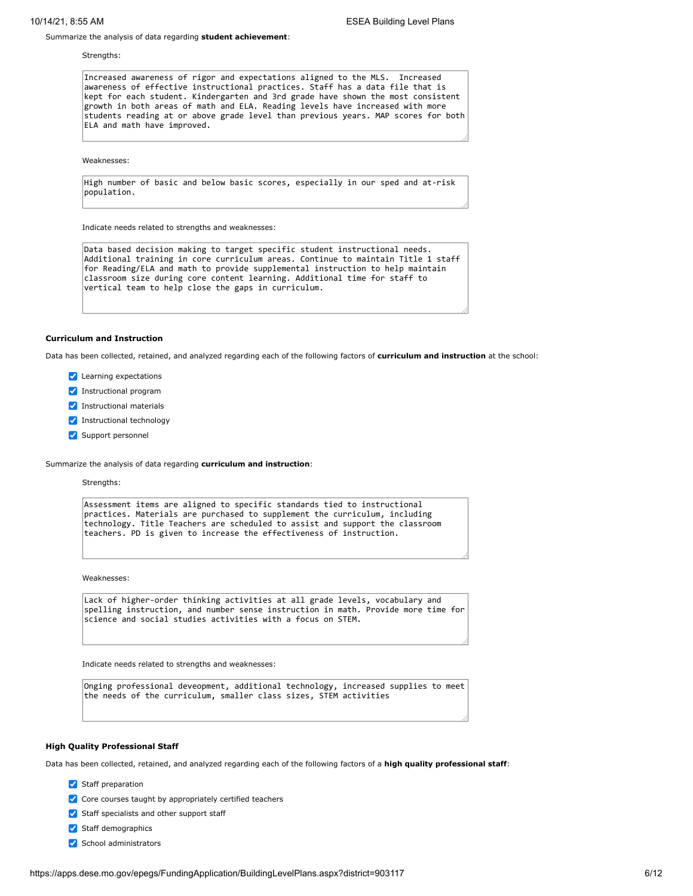Summarize the analysis of data regarding **student achievement**:

Strengths:

Increased awareness of rigor and expectations aligned to the MLS. Increased awareness of effective instructional practices. Staff has a data file that is kept for each student. Kindergarten and 3rd grade have shown the most consistent growth in both areas of math and ELA. Reading levels have increased with more students reading at or above grade level than previous years. MAP scores for both ELA and math have improved.

Weaknesses:

High number of basic and below basic scores, especially in our sped and at-risk population.

Indicate needs related to strengths and weaknesses:

Data based decision making to target specific student instructional needs. Additional training in core curriculum areas. Continue to maintain Title 1 staff for Reading/ELA and math to provide supplemental instruction to help maintain classroom size during core content learning. Additional time for staff to vertical team to help close the gaps in curriculum.

### Curriculum and Instruction

Data has been collected, retained, and analyzed regarding each of the following factors of **curriculum and instruction** at the school:

- [x] Learning expectations
- [x] Instructional program
- [x] Instructional materials
- [x] Instructional technology
- [x] Support personnel

Summarize the analysis of data regarding **curriculum and instruction**:

Strengths:

Assessment items are aligned to specific standards tied to instructional practices. Materials are purchased to supplement the curriculum, including technology. Title Teachers are scheduled to assist and support the classroom teachers. PD is given to increase the effectiveness of instruction.

Weaknesses:

Lack of higher-order thinking activities at all grade levels, vocabulary and spelling instruction, and number sense instruction in math. Provide more time for science and social studies activities with a focus on STEM.

Indicate needs related to strengths and weaknesses:

Onging professional deveopment, additional technology, increased supplies to meet the needs of the curriculum, smaller class sizes, STEM activities

### High Quality Professional Staff

Data has been collected, retained, and analyzed regarding each of the following factors of a **high quality professional staff**:

- [x] Staff preparation
- [x] Core courses taught by appropriately certified teachers
- [x] Staff specialists and other support staff
- [x] Staff demographics
- [x] School administrators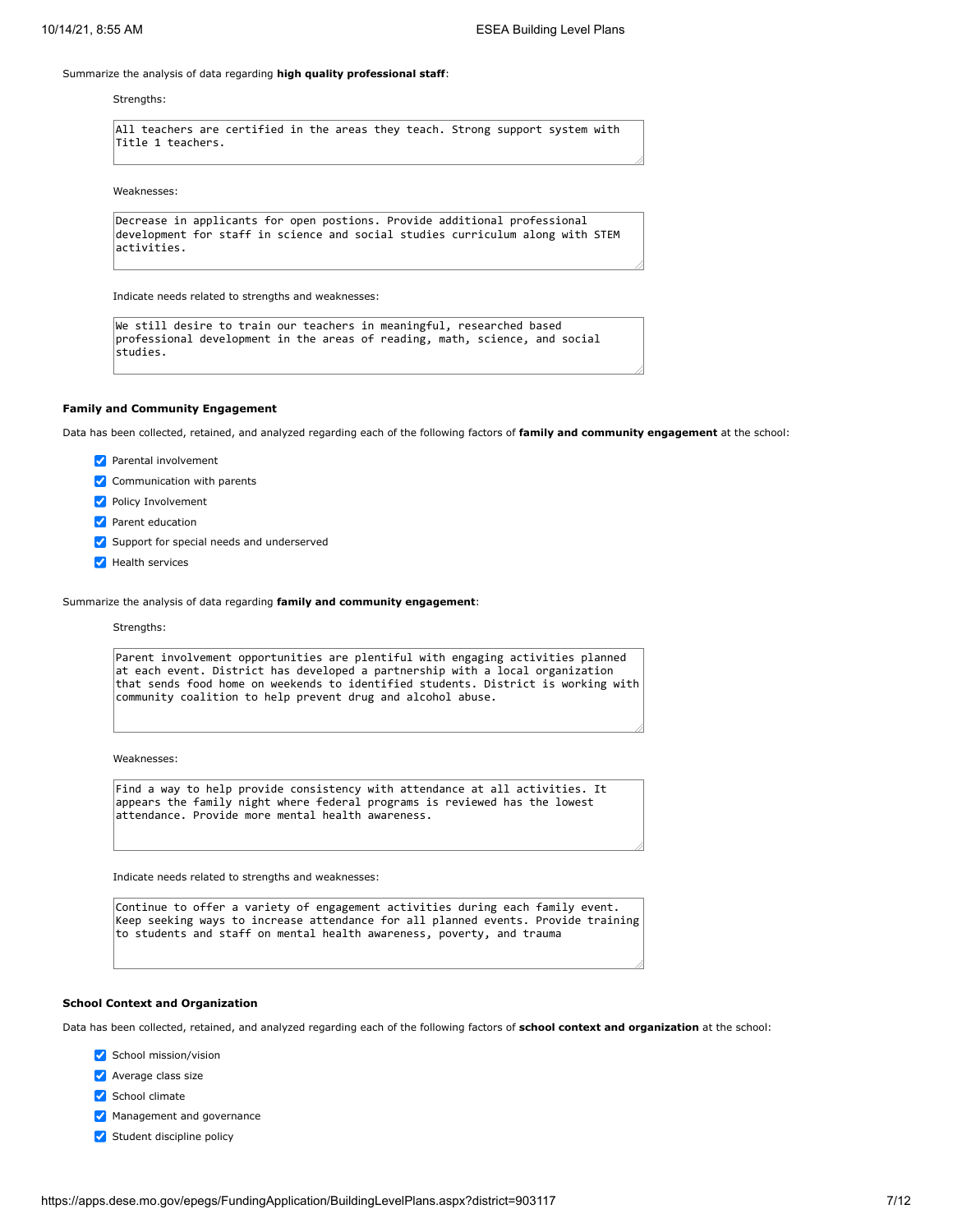Summarize the analysis of data regarding **high quality professional staff**:

Strengths:

All teachers are certified in the areas they teach. Strong support system with Title 1 teachers.

Weaknesses:

Decrease in applicants for open postions. Provide additional professional development for staff in science and social studies curriculum along with STEM activities.

Indicate needs related to strengths and weaknesses:

We still desire to train our teachers in meaningful, researched based professional development in the areas of reading, math, science, and social studies.

**Family and Community Engagement**

Data has been collected, retained, and analyzed regarding each of the following factors of **family and community engagement** at the school:

- [x] Parental involvement
- [x] Communication with parents
- [x] Policy Involvement
- [x] Parent education
- [x] Support for special needs and underserved
- [x] Health services

Summarize the analysis of data regarding **family and community engagement**:

Strengths:

Parent involvement opportunities are plentiful with engaging activities planned at each event. District has developed a partnership with a local organization that sends food home on weekends to identified students. District is working with community coalition to help prevent drug and alcohol abuse.

Weaknesses:

Find a way to help provide consistency with attendance at all activities. It appears the family night where federal programs is reviewed has the lowest attendance. Provide more mental health awareness.

Indicate needs related to strengths and weaknesses:

Continue to offer a variety of engagement activities during each family event. Keep seeking ways to increase attendance for all planned events. Provide training to students and staff on mental health awareness, poverty, and trauma

**School Context and Organization**

Data has been collected, retained, and analyzed regarding each of the following factors of **school context and organization** at the school:

- [x] School mission/vision
- [x] Average class size
- [x] School climate
- [x] Management and governance
- [x] Student discipline policy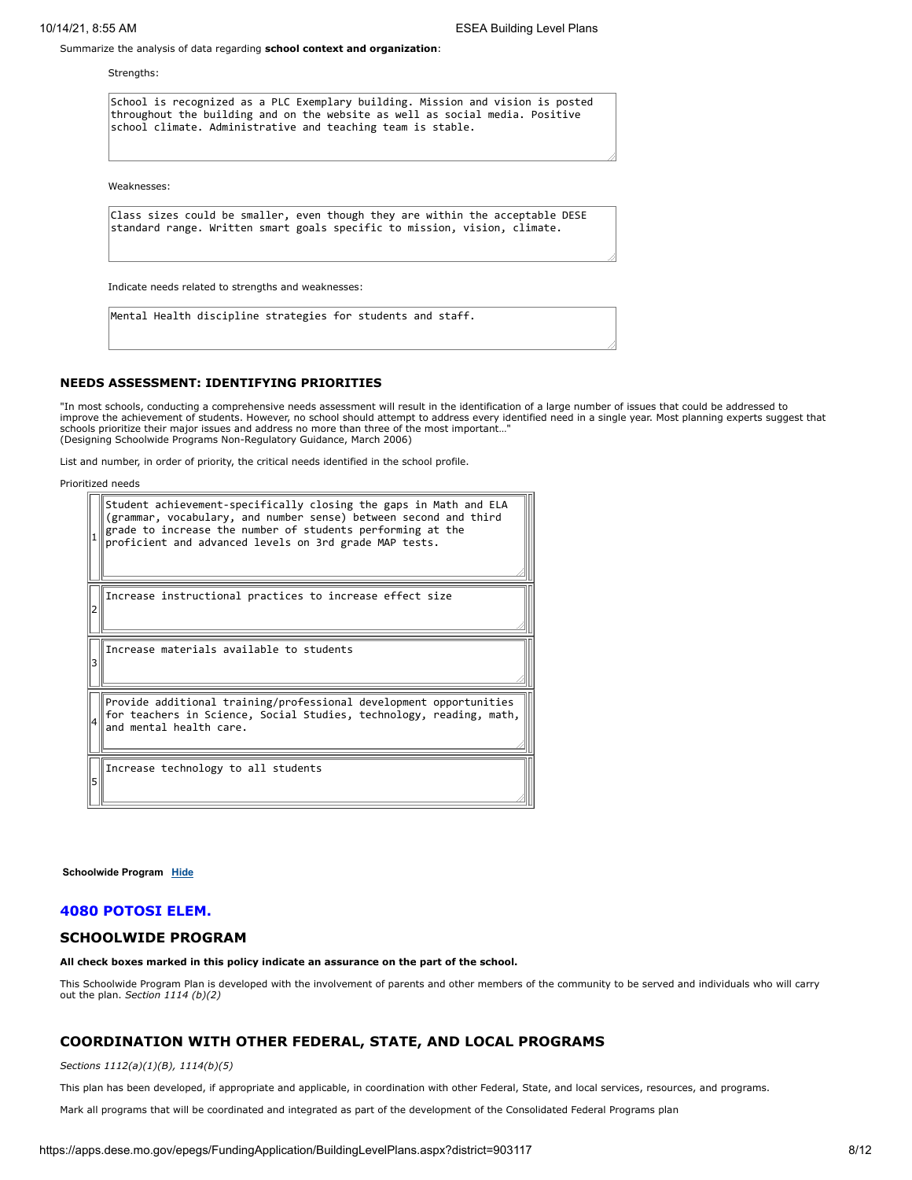Summarize the analysis of data regarding **school context and organization**:

Strengths:

School is recognized as a PLC Exemplary building. Mission and vision is posted throughout the building and on the website as well as social media. Positive school climate. Administrative and teaching team is stable.

Weaknesses:

Class sizes could be smaller, even though they are within the acceptable DESE standard range. Written smart goals specific to mission, vision, climate.

Indicate needs related to strengths and weaknesses:

Mental Health discipline strategies for students and staff.

### NEEDS ASSESSMENT: IDENTIFYING PRIORITIES

"In most schools, conducting a comprehensive needs assessment will result in the identification of a large number of issues that could be addressed to improve the achievement of students. However, no school should attempt to address every identified need in a single year. Most planning experts suggest that schools prioritize their major issues and address no more than three of the most important…"
(Designing Schoolwide Programs Non-Regulatory Guidance, March 2006)

List and number, in order of priority, the critical needs identified in the school profile.

Prioritized needs

| | |
|---|---|
| 1 | Student achievement-specifically closing the gaps in Math and ELA (grammar, vocabulary, and number sense) between second and third grade to increase the number of students performing at the proficient and advanced levels on 3rd grade MAP tests. |
| 2 | Increase instructional practices to increase effect size |
| 3 | Increase materials available to students |
| 4 | Provide additional training/professional development opportunities for teachers in Science, Social Studies, technology, reading, math, and mental health care. |
| 5 | Increase technology to all students |

**Schoolwide Program** Hide

## 4080 POTOSI ELEM.

### SCHOOLWIDE PROGRAM

**All check boxes marked in this policy indicate an assurance on the part of the school.**

This Schoolwide Program Plan is developed with the involvement of parents and other members of the community to be served and individuals who will carry out the plan. *Section 1114 (b)(2)*

### COORDINATION WITH OTHER FEDERAL, STATE, AND LOCAL PROGRAMS

*Sections 1112(a)(1)(B), 1114(b)(5)*

This plan has been developed, if appropriate and applicable, in coordination with other Federal, State, and local services, resources, and programs.

Mark all programs that will be coordinated and integrated as part of the development of the Consolidated Federal Programs plan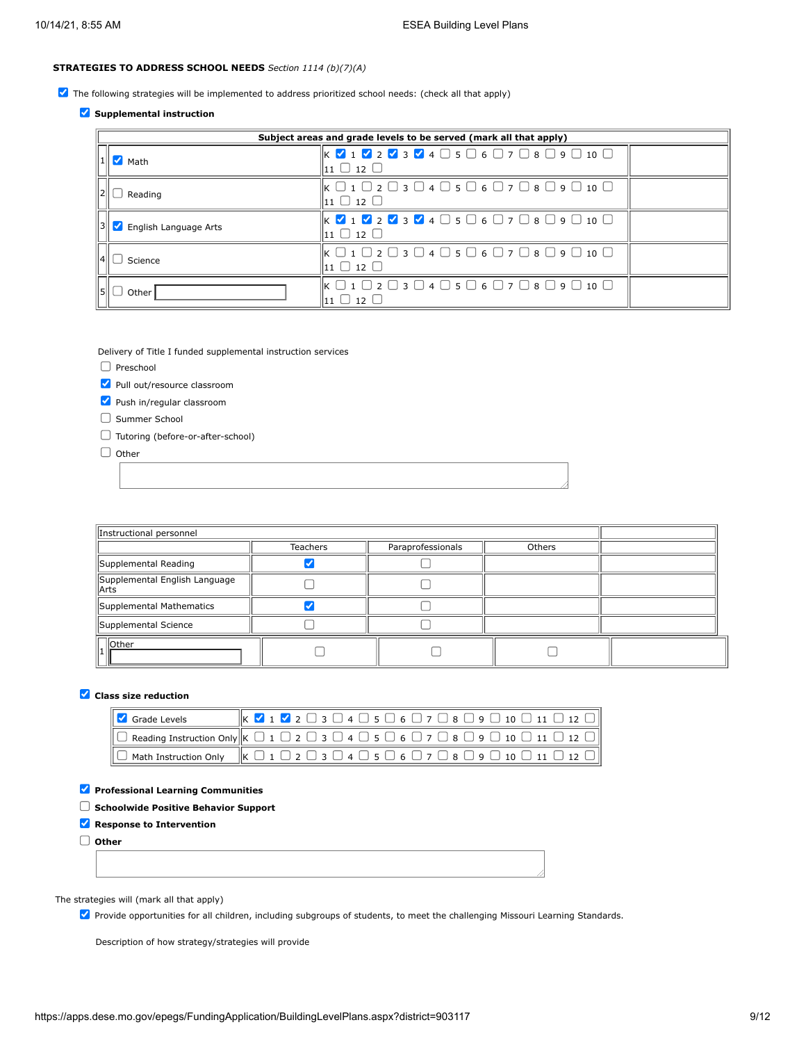**STRATEGIES TO ADDRESS SCHOOL NEEDS** *Section 1114 (b)(7)(A)*

☑ The following strategies will be implemented to address prioritized school needs: (check all that apply)

☑ **Supplemental instruction**

| | Subject areas and grade levels to be served (mark all that apply) | | |
|---|---|---|---|
| 1 | ☑ Math | K ☑ 1 ☑ 2 ☑ 3 ☑ 4 ☐ 5 ☐ 6 ☐ 7 ☐ 8 ☐ 9 ☐ 10 ☐ 11 ☐ 12 ☐ | |
| 2 | ☐ Reading | K ☐ 1 ☐ 2 ☐ 3 ☐ 4 ☐ 5 ☐ 6 ☐ 7 ☐ 8 ☐ 9 ☐ 10 ☐ 11 ☐ 12 ☐ | |
| 3 | ☑ English Language Arts | K ☑ 1 ☑ 2 ☑ 3 ☑ 4 ☐ 5 ☐ 6 ☐ 7 ☐ 8 ☐ 9 ☐ 10 ☐ 11 ☐ 12 ☐ | |
| 4 | ☐ Science | K ☐ 1 ☐ 2 ☐ 3 ☐ 4 ☐ 5 ☐ 6 ☐ 7 ☐ 8 ☐ 9 ☐ 10 ☐ 11 ☐ 12 ☐ | |
| 5 | ☐ Other | K ☐ 1 ☐ 2 ☐ 3 ☐ 4 ☐ 5 ☐ 6 ☐ 7 ☐ 8 ☐ 9 ☐ 10 ☐ 11 ☐ 12 ☐ | |

Delivery of Title I funded supplemental instruction services

- ☐ Preschool
- ☑ Pull out/resource classroom
- ☑ Push in/regular classroom
- ☐ Summer School
- ☐ Tutoring (before-or-after-school)
- ☐ Other

| Instructional personnel | | | | |
|---|---|---|---|---|
| | Teachers | Paraprofessionals | Others | |
| Supplemental Reading | ☑ | ☐ | | |
| Supplemental English Language Arts | ☐ | ☐ | | |
| Supplemental Mathematics | ☑ | ☐ | | |
| Supplemental Science | ☐ | ☐ | | |
| 1 Other | ☐ | ☐ | ☐ | |

☑ **Class size reduction**

| | |
|---|---|
| ☑ Grade Levels | K ☑ 1 ☑ 2 ☐ 3 ☐ 4 ☐ 5 ☐ 6 ☐ 7 ☐ 8 ☐ 9 ☐ 10 ☐ 11 ☐ 12 ☐ |
| ☐ Reading Instruction Only | K ☐ 1 ☐ 2 ☐ 3 ☐ 4 ☐ 5 ☐ 6 ☐ 7 ☐ 8 ☐ 9 ☐ 10 ☐ 11 ☐ 12 ☐ |
| ☐ Math Instruction Only | K ☐ 1 ☐ 2 ☐ 3 ☐ 4 ☐ 5 ☐ 6 ☐ 7 ☐ 8 ☐ 9 ☐ 10 ☐ 11 ☐ 12 ☐ |

☑ **Professional Learning Communities**

☐ **Schoolwide Positive Behavior Support**

☑ **Response to Intervention**

☐ **Other**

The strategies will (mark all that apply)

☑ Provide opportunities for all children, including subgroups of students, to meet the challenging Missouri Learning Standards.

Description of how strategy/strategies will provide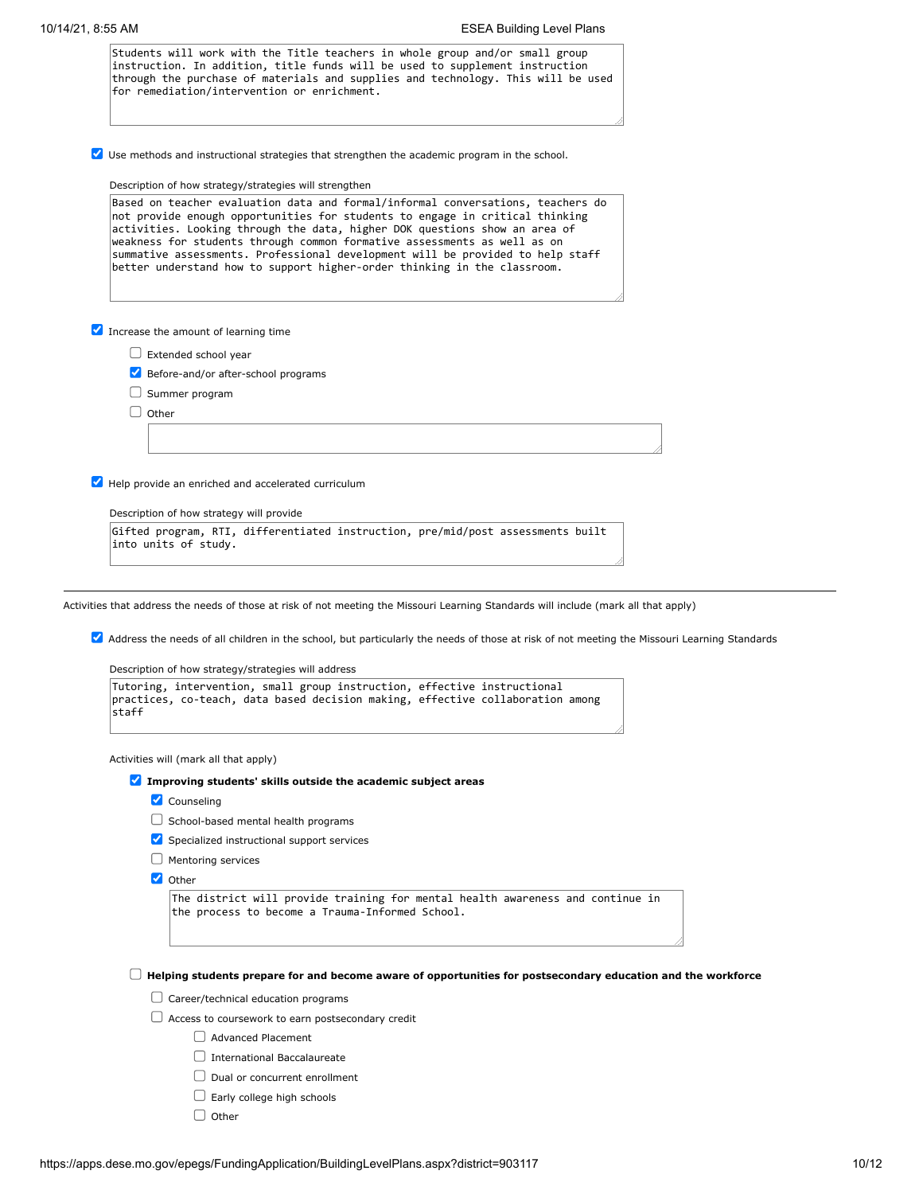Students will work with the Title teachers in whole group and/or small group instruction. In addition, title funds will be used to supplement instruction through the purchase of materials and supplies and technology. This will be used for remediation/intervention or enrichment.

- [x] Use methods and instructional strategies that strengthen the academic program in the school.

Description of how strategy/strategies will strengthen

Based on teacher evaluation data and formal/informal conversations, teachers do not provide enough opportunities for students to engage in critical thinking activities. Looking through the data, higher DOK questions show an area of weakness for students through common formative assessments as well as on summative assessments. Professional development will be provided to help staff better understand how to support higher-order thinking in the classroom.

- [x] Increase the amount of learning time
  - [ ] Extended school year
  - [x] Before-and/or after-school programs
  - [ ] Summer program
  - [ ] Other

- [x] Help provide an enriched and accelerated curriculum

Description of how strategy will provide

Gifted program, RTI, differentiated instruction, pre/mid/post assessments built into units of study.

---

Activities that address the needs of those at risk of not meeting the Missouri Learning Standards will include (mark all that apply)

- [x] Address the needs of all children in the school, but particularly the needs of those at risk of not meeting the Missouri Learning Standards

Description of how strategy/strategies will address

Tutoring, intervention, small group instruction, effective instructional practices, co-teach, data based decision making, effective collaboration among staff

Activities will (mark all that apply)

- [x] **Improving students' skills outside the academic subject areas**
  - [x] Counseling
  - [ ] School-based mental health programs
  - [x] Specialized instructional support services
  - [ ] Mentoring services
  - [x] Other

    The district will provide training for mental health awareness and continue in the process to become a Trauma-Informed School.

- [ ] **Helping students prepare for and become aware of opportunities for postsecondary education and the workforce**
  - [ ] Career/technical education programs
  - [ ] Access to coursework to earn postsecondary credit
    - [ ] Advanced Placement
    - [ ] International Baccalaureate
    - [ ] Dual or concurrent enrollment
    - [ ] Early college high schools
    - [ ] Other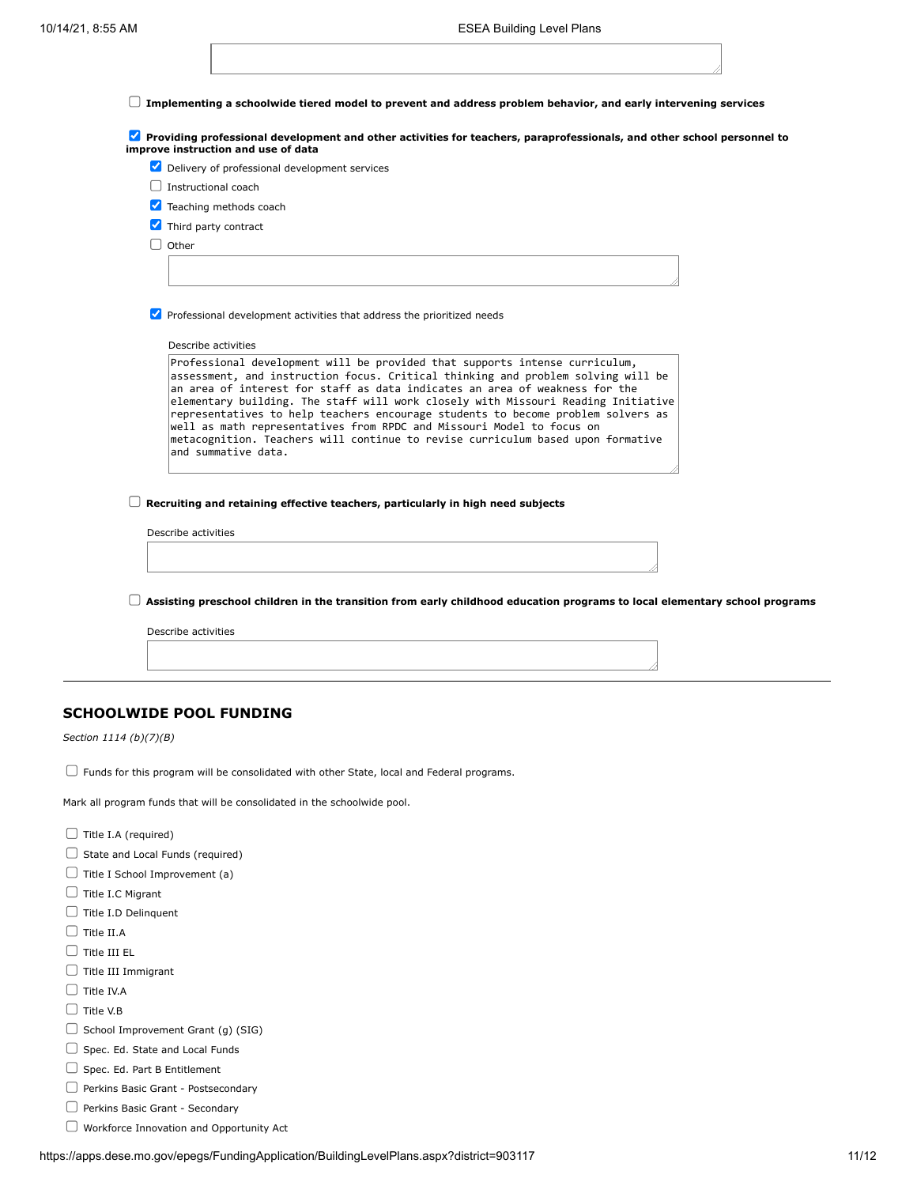- [ ] **Implementing a schoolwide tiered model to prevent and address problem behavior, and early intervening services**

- [x] **Providing professional development and other activities for teachers, paraprofessionals, and other school personnel to improve instruction and use of data**
  - [x] Delivery of professional development services
  - [ ] Instructional coach
  - [x] Teaching methods coach
  - [x] Third party contract
  - [ ] Other

  - [x] Professional development activities that address the prioritized needs

    Describe activities

    Professional development will be provided that supports intense curriculum, assessment, and instruction focus. Critical thinking and problem solving will be an area of interest for staff as data indicates an area of weakness for the elementary building. The staff will work closely with Missouri Reading Initiative representatives to help teachers encourage students to become problem solvers as well as math representatives from RPDC and Missouri Model to focus on metacognition. Teachers will continue to revise curriculum based upon formative and summative data.

- [ ] **Recruiting and retaining effective teachers, particularly in high need subjects**

  Describe activities

- [ ] **Assisting preschool children in the transition from early childhood education programs to local elementary school programs**

  Describe activities

---

## SCHOOLWIDE POOL FUNDING

*Section 1114 (b)(7)(B)*

- [ ] Funds for this program will be consolidated with other State, local and Federal programs.

Mark all program funds that will be consolidated in the schoolwide pool.

- [ ] Title I.A (required)
- [ ] State and Local Funds (required)
- [ ] Title I School Improvement (a)
- [ ] Title I.C Migrant
- [ ] Title I.D Delinquent
- [ ] Title II.A
- [ ] Title III EL
- [ ] Title III Immigrant
- [ ] Title IV.A
- [ ] Title V.B
- [ ] School Improvement Grant (g) (SIG)
- [ ] Spec. Ed. State and Local Funds
- [ ] Spec. Ed. Part B Entitlement
- [ ] Perkins Basic Grant - Postsecondary
- [ ] Perkins Basic Grant - Secondary
- [ ] Workforce Innovation and Opportunity Act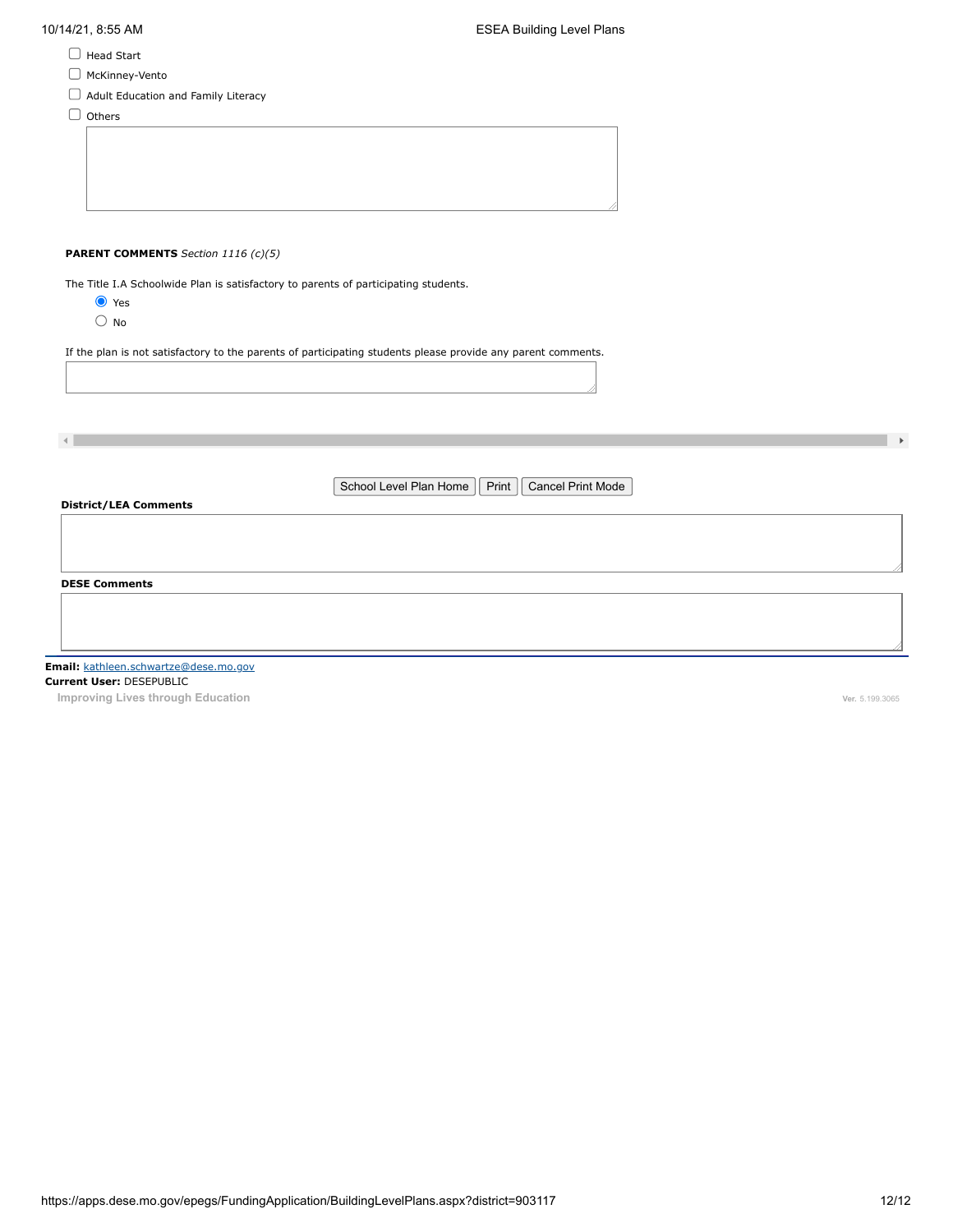- [ ] Head Start
- [ ] McKinney-Vento
- [ ] Adult Education and Family Literacy
- [ ] Others

**PARENT COMMENTS** *Section 1116 (c)(5)*

The Title I.A Schoolwide Plan is satisfactory to parents of participating students.

- (●) Yes
- ( ) No

If the plan is not satisfactory to the parents of participating students please provide any parent comments.

School Level Plan Home | Print | Cancel Print Mode

**District/LEA Comments**

**DESE Comments**

**Email:** kathleen.schwartze@dese.mo.gov

**Current User:** DESEPUBLIC

Improving Lives through Education

Ver. 5.199.3065